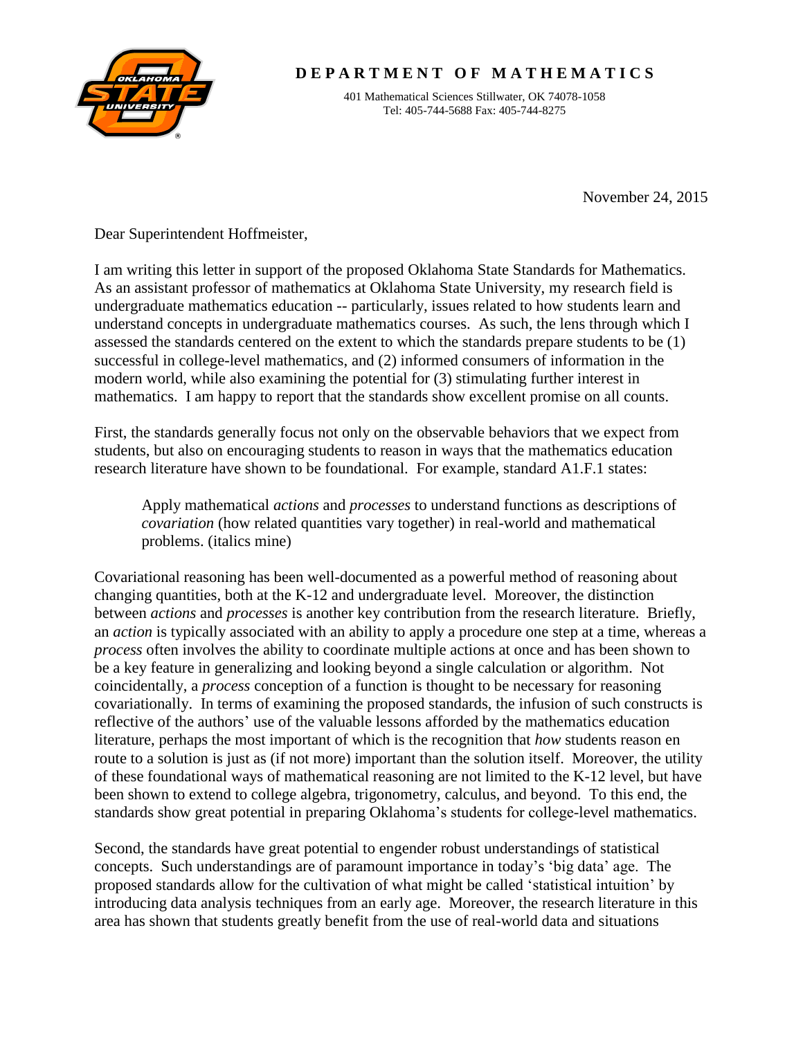**DEPARTMENT OF MATHEMATICS**

401 Mathematical Sciences Stillwater, OK 74078-1058
Tel: 405-744-5688 Fax: 405-744-8275

November 24, 2015

Dear Superintendent Hoffmeister,

I am writing this letter in support of the proposed Oklahoma State Standards for Mathematics. As an assistant professor of mathematics at Oklahoma State University, my research field is undergraduate mathematics education -- particularly, issues related to how students learn and understand concepts in undergraduate mathematics courses. As such, the lens through which I assessed the standards centered on the extent to which the standards prepare students to be (1) successful in college-level mathematics, and (2) informed consumers of information in the modern world, while also examining the potential for (3) stimulating further interest in mathematics. I am happy to report that the standards show excellent promise on all counts.

First, the standards generally focus not only on the observable behaviors that we expect from students, but also on encouraging students to reason in ways that the mathematics education research literature have shown to be foundational. For example, standard A1.F.1 states:

> Apply mathematical *actions* and *processes* to understand functions as descriptions of *covariation* (how related quantities vary together) in real-world and mathematical problems. (italics mine)

Covariational reasoning has been well-documented as a powerful method of reasoning about changing quantities, both at the K-12 and undergraduate level. Moreover, the distinction between *actions* and *processes* is another key contribution from the research literature. Briefly, an *action* is typically associated with an ability to apply a procedure one step at a time, whereas a *process* often involves the ability to coordinate multiple actions at once and has been shown to be a key feature in generalizing and looking beyond a single calculation or algorithm. Not coincidentally, a *process* conception of a function is thought to be necessary for reasoning covariationally. In terms of examining the proposed standards, the infusion of such constructs is reflective of the authors' use of the valuable lessons afforded by the mathematics education literature, perhaps the most important of which is the recognition that *how* students reason en route to a solution is just as (if not more) important than the solution itself. Moreover, the utility of these foundational ways of mathematical reasoning are not limited to the K-12 level, but have been shown to extend to college algebra, trigonometry, calculus, and beyond. To this end, the standards show great potential in preparing Oklahoma's students for college-level mathematics.

Second, the standards have great potential to engender robust understandings of statistical concepts. Such understandings are of paramount importance in today's 'big data' age. The proposed standards allow for the cultivation of what might be called 'statistical intuition' by introducing data analysis techniques from an early age. Moreover, the research literature in this area has shown that students greatly benefit from the use of real-world data and situations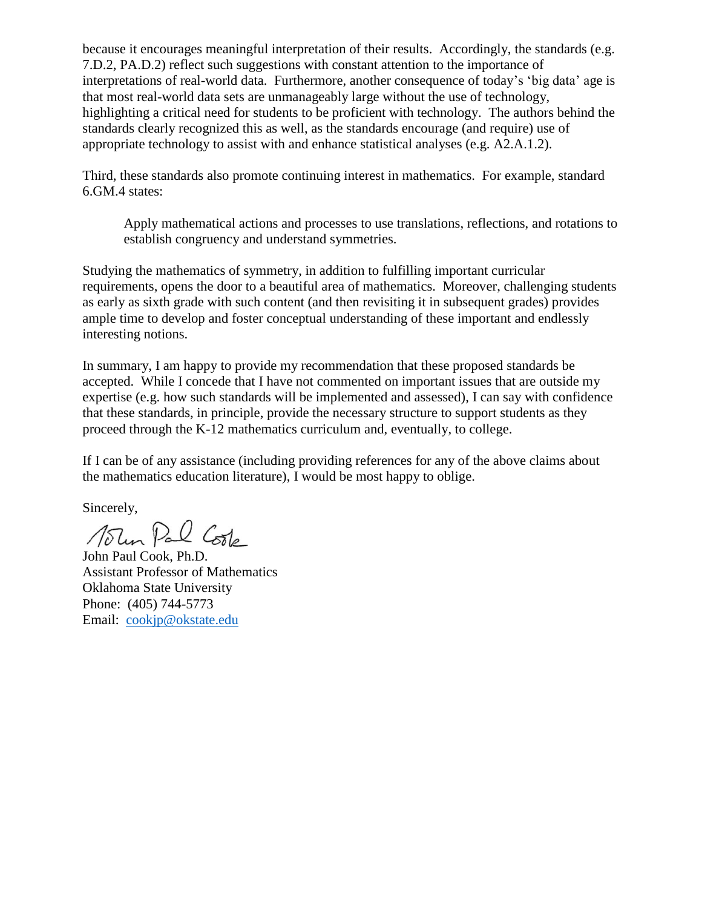because it encourages meaningful interpretation of their results. Accordingly, the standards (e.g. 7.D.2, PA.D.2) reflect such suggestions with constant attention to the importance of interpretations of real-world data. Furthermore, another consequence of today's 'big data' age is that most real-world data sets are unmanageably large without the use of technology, highlighting a critical need for students to be proficient with technology. The authors behind the standards clearly recognized this as well, as the standards encourage (and require) use of appropriate technology to assist with and enhance statistical analyses (e.g. A2.A.1.2).

Third, these standards also promote continuing interest in mathematics. For example, standard 6.GM.4 states:

> Apply mathematical actions and processes to use translations, reflections, and rotations to establish congruency and understand symmetries.

Studying the mathematics of symmetry, in addition to fulfilling important curricular requirements, opens the door to a beautiful area of mathematics. Moreover, challenging students as early as sixth grade with such content (and then revisiting it in subsequent grades) provides ample time to develop and foster conceptual understanding of these important and endlessly interesting notions.

In summary, I am happy to provide my recommendation that these proposed standards be accepted. While I concede that I have not commented on important issues that are outside my expertise (e.g. how such standards will be implemented and assessed), I can say with confidence that these standards, in principle, provide the necessary structure to support students as they proceed through the K-12 mathematics curriculum and, eventually, to college.

If I can be of any assistance (including providing references for any of the above claims about the mathematics education literature), I would be most happy to oblige.

Sincerely,

John Paul Cook

John Paul Cook, Ph.D.
Assistant Professor of Mathematics
Oklahoma State University
Phone: (405) 744-5773
Email: cookjp@okstate.edu